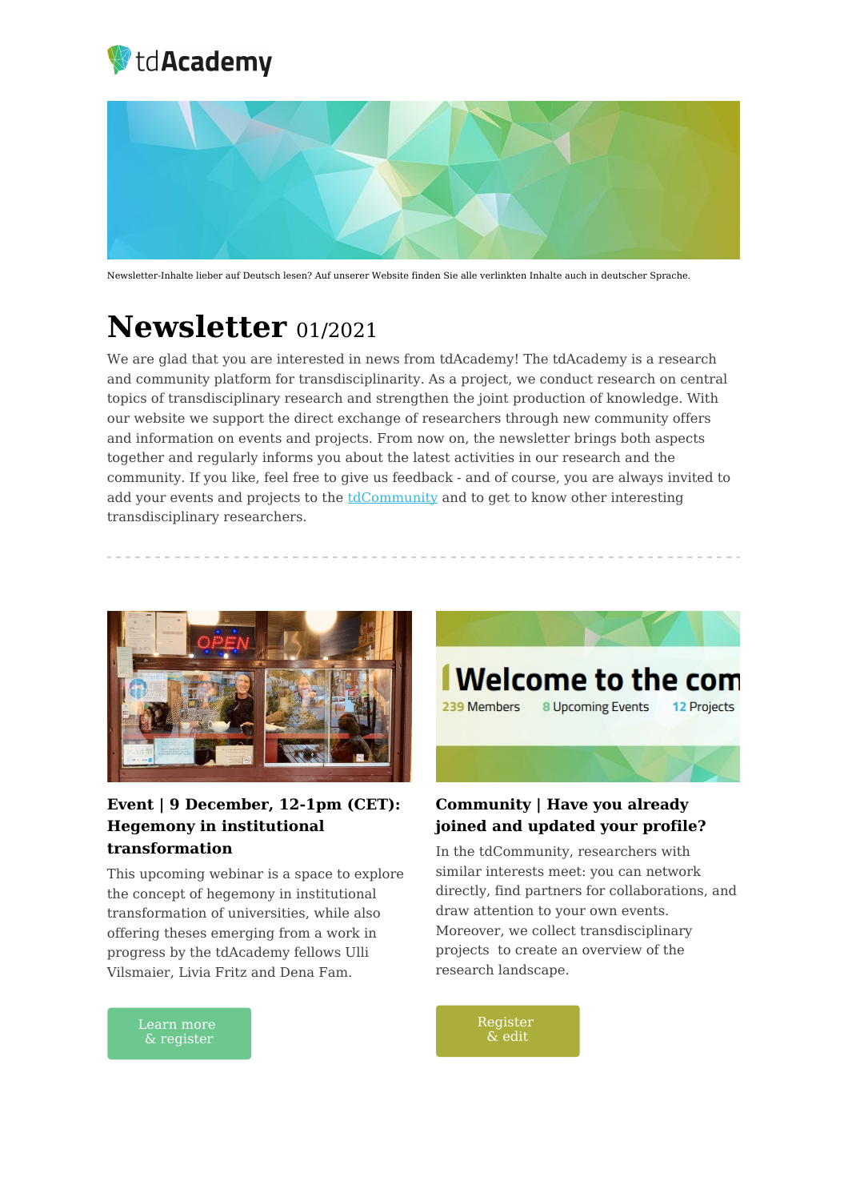tdAcademy

Newsletter-Inhalte lieber auf Deutsch lesen? Auf unserer Website finden Sie alle verlinkten Inhalte auch in deutscher Sprache.

# Newsletter 01/2021

We are glad that you are interested in news from tdAcademy! The tdAcademy is a research and community platform for transdisciplinarity. As a project, we conduct research on central topics of transdisciplinary research and strengthen the joint production of knowledge. With our website we support the direct exchange of researchers through new community offers and information on events and projects. From now on, the newsletter brings both aspects together and regularly informs you about the latest activities in our research and the community. If you like, feel free to give us feedback - and of course, you are always invited to add your events and projects to the tdCommunity and to get to know other interesting transdisciplinary researchers.

---

### Event | 9 December, 12-1pm (CET): Hegemony in institutional transformation

This upcoming webinar is a space to explore the concept of hegemony in institutional transformation of universities, while also offering theses emerging from a work in progress by the tdAcademy fellows Ulli Vilsmaier, Livia Fritz and Dena Fam.

Learn more & register

### Community | Have you already joined and updated your profile?

In the tdCommunity, researchers with similar interests meet: you can network directly, find partners for collaborations, and draw attention to your own events. Moreover, we collect transdisciplinary projects to create an overview of the research landscape.

Register & edit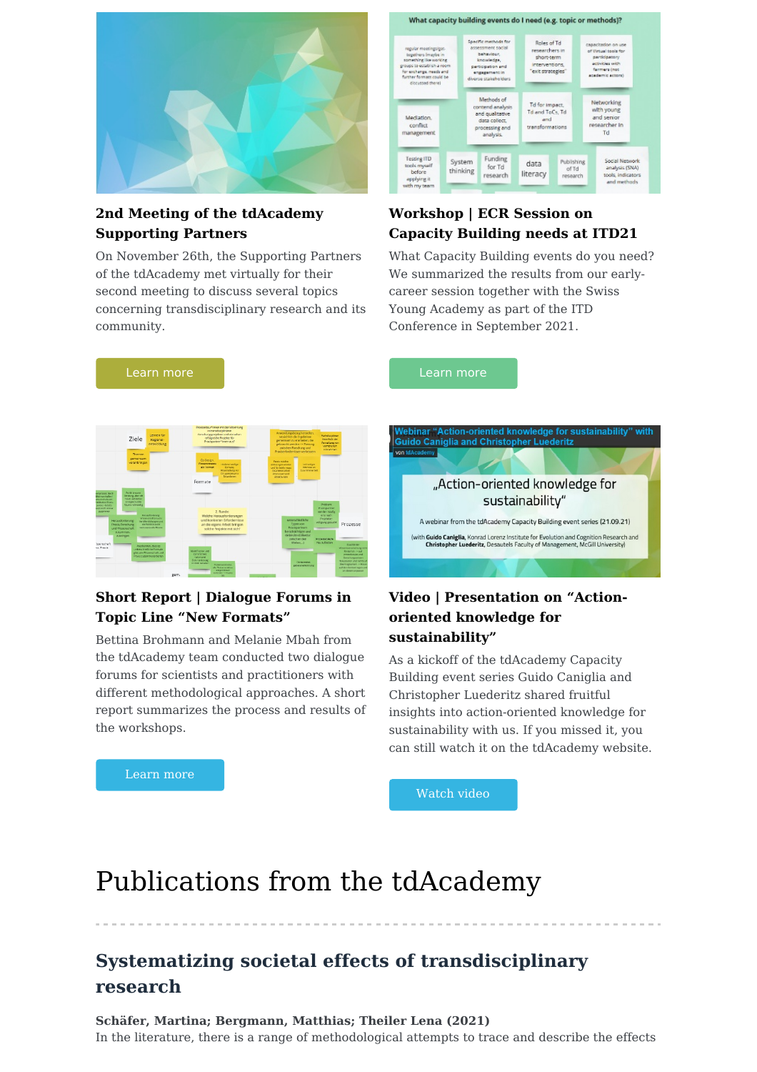**2nd Meeting of the tdAcademy Supporting Partners**

On November 26th, the Supporting Partners of the tdAcademy met virtually for their second meeting to discuss several topics concerning transdisciplinary research and its community.

Learn more

**Workshop | ECR Session on Capacity Building needs at ITD21**

What Capacity Building events do you need? We summarized the results from our early-career session together with the Swiss Young Academy as part of the ITD Conference in September 2021.

Learn more

**Short Report | Dialogue Forums in Topic Line "New Formats"**

Bettina Brohmann and Melanie Mbah from the tdAcademy team conducted two dialogue forums for scientists and practitioners with different methodological approaches. A short report summarizes the process and results of the workshops.

Learn more

**Video | Presentation on "Action-oriented knowledge for sustainability"**

As a kickoff of the tdAcademy Capacity Building event series Guido Caniglia and Christopher Luederitz shared fruitful insights into action-oriented knowledge for sustainability with us. If you missed it, you can still watch it on the tdAcademy website.

Watch video

# Publications from the tdAcademy

---

## Systematizing societal effects of transdisciplinary research

**Schäfer, Martina; Bergmann, Matthias; Theiler Lena (2021)**
In the literature, there is a range of methodological attempts to trace and describe the effects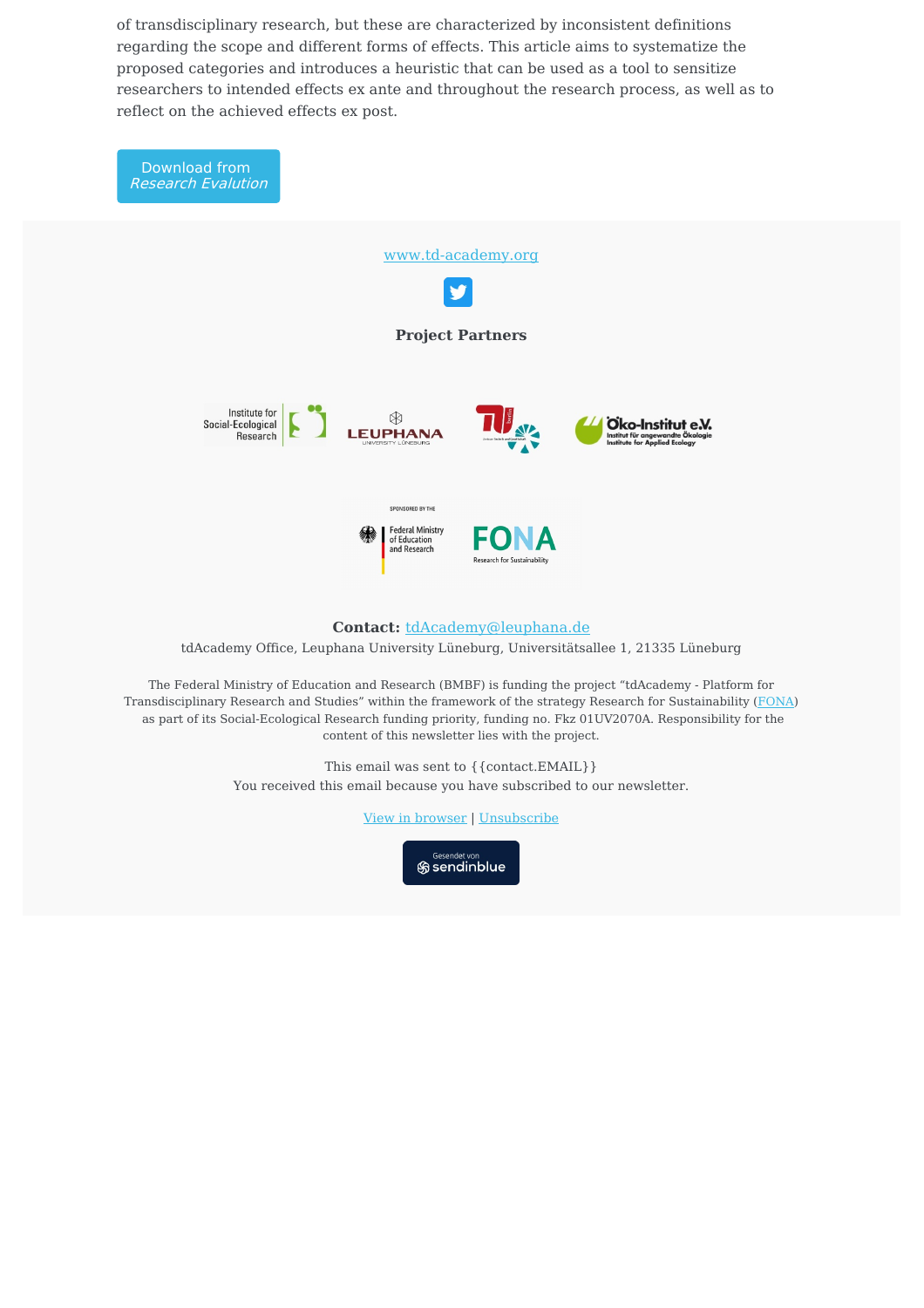of transdisciplinary research, but these are characterized by inconsistent definitions regarding the scope and different forms of effects. This article aims to systematize the proposed categories and introduces a heuristic that can be used as a tool to sensitize researchers to intended effects ex ante and throughout the research process, as well as to reflect on the achieved effects ex post.

Download from *Research Evalution*

www.td-academy.org

**Project Partners**

**Contact:** tdAcademy@leuphana.de

tdAcademy Office, Leuphana University Lüneburg, Universitätsallee 1, 21335 Lüneburg

The Federal Ministry of Education and Research (BMBF) is funding the project “tdAcademy - Platform for Transdisciplinary Research and Studies” within the framework of the strategy Research for Sustainability (FONA) as part of its Social-Ecological Research funding priority, funding no. Fkz 01UV2070A. Responsibility for the content of this newsletter lies with the project.

This email was sent to {{contact.EMAIL}}
You received this email because you have subscribed to our newsletter.

View in browser | Unsubscribe